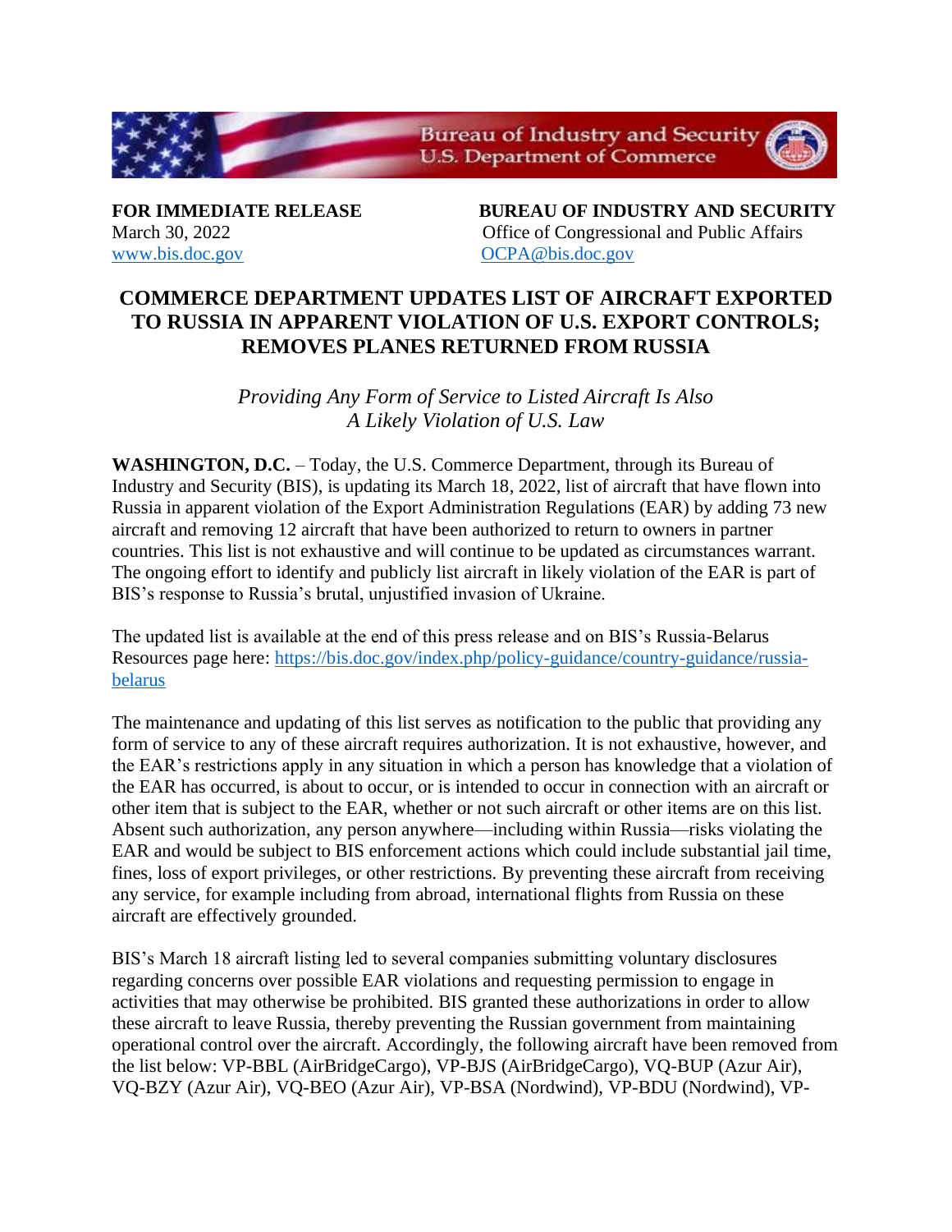Bureau of Industry and Security
U.S. Department of Commerce

**FOR IMMEDIATE RELEASE**
March 30, 2022
[www.bis.doc.gov](http://www.bis.doc.gov)

**BUREAU OF INDUSTRY AND SECURITY**
Office of Congressional and Public Affairs
[OCPA@bis.doc.gov](mailto:OCPA@bis.doc.gov)

# COMMERCE DEPARTMENT UPDATES LIST OF AIRCRAFT EXPORTED TO RUSSIA IN APPARENT VIOLATION OF U.S. EXPORT CONTROLS; REMOVES PLANES RETURNED FROM RUSSIA

*Providing Any Form of Service to Listed Aircraft Is Also A Likely Violation of U.S. Law*

**WASHINGTON, D.C.** – Today, the U.S. Commerce Department, through its Bureau of Industry and Security (BIS), is updating its March 18, 2022, list of aircraft that have flown into Russia in apparent violation of the Export Administration Regulations (EAR) by adding 73 new aircraft and removing 12 aircraft that have been authorized to return to owners in partner countries. This list is not exhaustive and will continue to be updated as circumstances warrant. The ongoing effort to identify and publicly list aircraft in likely violation of the EAR is part of BIS's response to Russia's brutal, unjustified invasion of Ukraine.

The updated list is available at the end of this press release and on BIS's Russia-Belarus Resources page here: [https://bis.doc.gov/index.php/policy-guidance/country-guidance/russia-belarus](https://bis.doc.gov/index.php/policy-guidance/country-guidance/russia-belarus)

The maintenance and updating of this list serves as notification to the public that providing any form of service to any of these aircraft requires authorization. It is not exhaustive, however, and the EAR's restrictions apply in any situation in which a person has knowledge that a violation of the EAR has occurred, is about to occur, or is intended to occur in connection with an aircraft or other item that is subject to the EAR, whether or not such aircraft or other items are on this list. Absent such authorization, any person anywhere—including within Russia—risks violating the EAR and would be subject to BIS enforcement actions which could include substantial jail time, fines, loss of export privileges, or other restrictions. By preventing these aircraft from receiving any service, for example including from abroad, international flights from Russia on these aircraft are effectively grounded.

BIS's March 18 aircraft listing led to several companies submitting voluntary disclosures regarding concerns over possible EAR violations and requesting permission to engage in activities that may otherwise be prohibited. BIS granted these authorizations in order to allow these aircraft to leave Russia, thereby preventing the Russian government from maintaining operational control over the aircraft. Accordingly, the following aircraft have been removed from the list below: VP-BBL (AirBridgeCargo), VP-BJS (AirBridgeCargo), VQ-BUP (Azur Air), VQ-BZY (Azur Air), VQ-BEO (Azur Air), VP-BSA (Nordwind), VP-BDU (Nordwind), VP-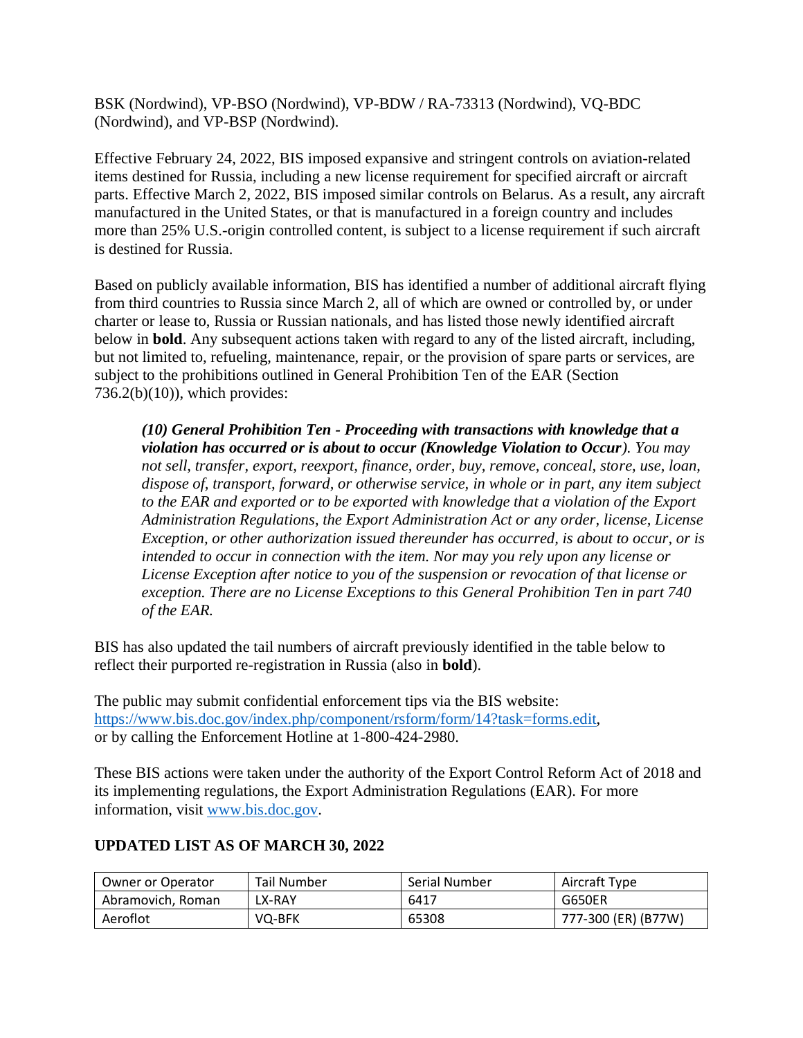BSK (Nordwind), VP-BSO (Nordwind), VP-BDW / RA-73313 (Nordwind), VQ-BDC (Nordwind), and VP-BSP (Nordwind).

Effective February 24, 2022, BIS imposed expansive and stringent controls on aviation-related items destined for Russia, including a new license requirement for specified aircraft or aircraft parts. Effective March 2, 2022, BIS imposed similar controls on Belarus. As a result, any aircraft manufactured in the United States, or that is manufactured in a foreign country and includes more than 25% U.S.-origin controlled content, is subject to a license requirement if such aircraft is destined for Russia.

Based on publicly available information, BIS has identified a number of additional aircraft flying from third countries to Russia since March 2, all of which are owned or controlled by, or under charter or lease to, Russia or Russian nationals, and has listed those newly identified aircraft below in **bold**. Any subsequent actions taken with regard to any of the listed aircraft, including, but not limited to, refueling, maintenance, repair, or the provision of spare parts or services, are subject to the prohibitions outlined in General Prohibition Ten of the EAR (Section 736.2(b)(10)), which provides:

> ***(10) General Prohibition Ten - Proceeding with transactions with knowledge that a violation has occurred or is about to occur (Knowledge Violation to Occur****). You may not sell, transfer, export, reexport, finance, order, buy, remove, conceal, store, use, loan, dispose of, transport, forward, or otherwise service, in whole or in part, any item subject to the EAR and exported or to be exported with knowledge that a violation of the Export Administration Regulations, the Export Administration Act or any order, license, License Exception, or other authorization issued thereunder has occurred, is about to occur, or is intended to occur in connection with the item. Nor may you rely upon any license or License Exception after notice to you of the suspension or revocation of that license or exception. There are no License Exceptions to this General Prohibition Ten in part 740 of the EAR.*

BIS has also updated the tail numbers of aircraft previously identified in the table below to reflect their purported re-registration in Russia (also in **bold**).

The public may submit confidential enforcement tips via the BIS website: https://www.bis.doc.gov/index.php/component/rsform/form/14?task=forms.edit, or by calling the Enforcement Hotline at 1-800-424-2980.

These BIS actions were taken under the authority of the Export Control Reform Act of 2018 and its implementing regulations, the Export Administration Regulations (EAR). For more information, visit www.bis.doc.gov.

## UPDATED LIST AS OF MARCH 30, 2022

| Owner or Operator | Tail Number | Serial Number | Aircraft Type |
|---|---|---|---|
| Abramovich, Roman | LX-RAY | 6417 | G650ER |
| Aeroflot | VQ-BFK | 65308 | 777-300 (ER) (B77W) |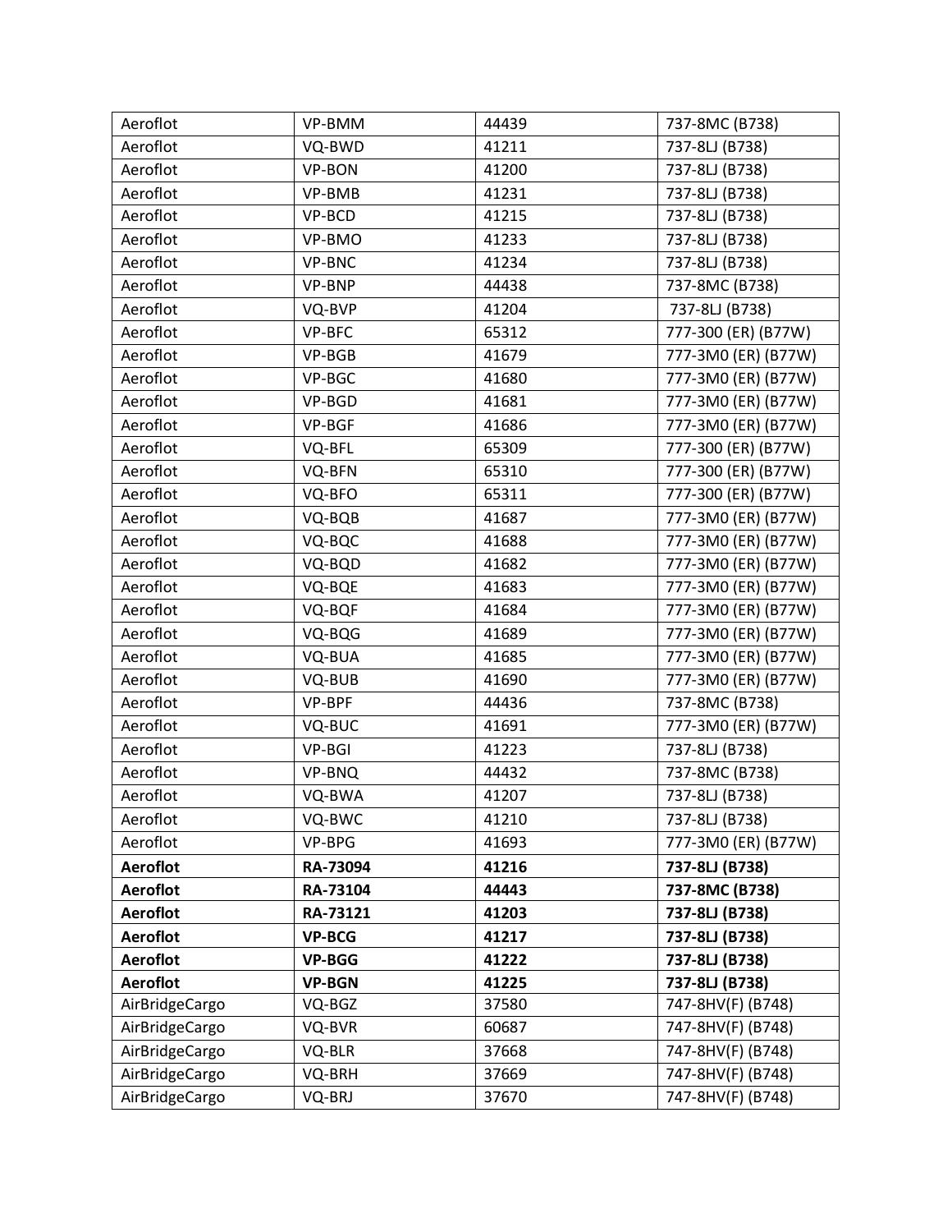| Aeroflot | VP-BMM | 44439 | 737-8MC (B738) |
| --- | --- | --- | --- |
| Aeroflot | VQ-BWD | 41211 | 737-8LJ (B738) |
| Aeroflot | VP-BON | 41200 | 737-8LJ (B738) |
| Aeroflot | VP-BMB | 41231 | 737-8LJ (B738) |
| Aeroflot | VP-BCD | 41215 | 737-8LJ (B738) |
| Aeroflot | VP-BMO | 41233 | 737-8LJ (B738) |
| Aeroflot | VP-BNC | 41234 | 737-8LJ (B738) |
| Aeroflot | VP-BNP | 44438 | 737-8MC (B738) |
| Aeroflot | VQ-BVP | 41204 | 737-8LJ (B738) |
| Aeroflot | VP-BFC | 65312 | 777-300 (ER) (B77W) |
| Aeroflot | VP-BGB | 41679 | 777-3M0 (ER) (B77W) |
| Aeroflot | VP-BGC | 41680 | 777-3M0 (ER) (B77W) |
| Aeroflot | VP-BGD | 41681 | 777-3M0 (ER) (B77W) |
| Aeroflot | VP-BGF | 41686 | 777-3M0 (ER) (B77W) |
| Aeroflot | VQ-BFL | 65309 | 777-300 (ER) (B77W) |
| Aeroflot | VQ-BFN | 65310 | 777-300 (ER) (B77W) |
| Aeroflot | VQ-BFO | 65311 | 777-300 (ER) (B77W) |
| Aeroflot | VQ-BQB | 41687 | 777-3M0 (ER) (B77W) |
| Aeroflot | VQ-BQC | 41688 | 777-3M0 (ER) (B77W) |
| Aeroflot | VQ-BQD | 41682 | 777-3M0 (ER) (B77W) |
| Aeroflot | VQ-BQE | 41683 | 777-3M0 (ER) (B77W) |
| Aeroflot | VQ-BQF | 41684 | 777-3M0 (ER) (B77W) |
| Aeroflot | VQ-BQG | 41689 | 777-3M0 (ER) (B77W) |
| Aeroflot | VQ-BUA | 41685 | 777-3M0 (ER) (B77W) |
| Aeroflot | VQ-BUB | 41690 | 777-3M0 (ER) (B77W) |
| Aeroflot | VP-BPF | 44436 | 737-8MC (B738) |
| Aeroflot | VQ-BUC | 41691 | 777-3M0 (ER) (B77W) |
| Aeroflot | VP-BGI | 41223 | 737-8LJ (B738) |
| Aeroflot | VP-BNQ | 44432 | 737-8MC (B738) |
| Aeroflot | VQ-BWA | 41207 | 737-8LJ (B738) |
| Aeroflot | VQ-BWC | 41210 | 737-8LJ (B738) |
| Aeroflot | VP-BPG | 41693 | 777-3M0 (ER) (B77W) |
| **Aeroflot** | **RA-73094** | **41216** | **737-8LJ (B738)** |
| **Aeroflot** | **RA-73104** | **44443** | **737-8MC (B738)** |
| **Aeroflot** | **RA-73121** | **41203** | **737-8LJ (B738)** |
| **Aeroflot** | **VP-BCG** | **41217** | **737-8LJ (B738)** |
| **Aeroflot** | **VP-BGG** | **41222** | **737-8LJ (B738)** |
| **Aeroflot** | **VP-BGN** | **41225** | **737-8LJ (B738)** |
| AirBridgeCargo | VQ-BGZ | 37580 | 747-8HV(F) (B748) |
| AirBridgeCargo | VQ-BVR | 60687 | 747-8HV(F) (B748) |
| AirBridgeCargo | VQ-BLR | 37668 | 747-8HV(F) (B748) |
| AirBridgeCargo | VQ-BRH | 37669 | 747-8HV(F) (B748) |
| AirBridgeCargo | VQ-BRJ | 37670 | 747-8HV(F) (B748) |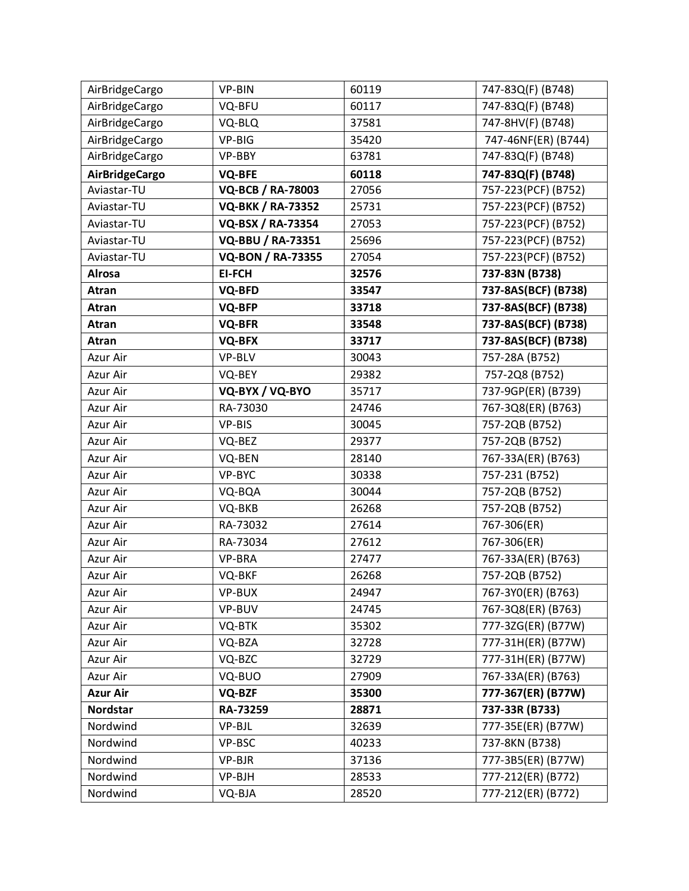| AirBridgeCargo | VP-BIN | 60119 | 747-83Q(F) (B748) |
|---|---|---|---|
| AirBridgeCargo | VQ-BFU | 60117 | 747-83Q(F) (B748) |
| AirBridgeCargo | VQ-BLQ | 37581 | 747-8HV(F) (B748) |
| AirBridgeCargo | VP-BIG | 35420 | 747-46NF(ER) (B744) |
| AirBridgeCargo | VP-BBY | 63781 | 747-83Q(F) (B748) |
| **AirBridgeCargo** | **VQ-BFE** | **60118** | **747-83Q(F) (B748)** |
| Aviastar-TU | **VQ-BCB / RA-78003** | 27056 | 757-223(PCF) (B752) |
| Aviastar-TU | **VQ-BKK / RA-73352** | 25731 | 757-223(PCF) (B752) |
| Aviastar-TU | **VQ-BSX / RA-73354** | 27053 | 757-223(PCF) (B752) |
| Aviastar-TU | **VQ-BBU / RA-73351** | 25696 | 757-223(PCF) (B752) |
| Aviastar-TU | **VQ-BON / RA-73355** | 27054 | 757-223(PCF) (B752) |
| **Alrosa** | **EI-FCH** | **32576** | **737-83N (B738)** |
| **Atran** | **VQ-BFD** | **33547** | **737-8AS(BCF) (B738)** |
| **Atran** | **VQ-BFP** | **33718** | **737-8AS(BCF) (B738)** |
| **Atran** | **VQ-BFR** | **33548** | **737-8AS(BCF) (B738)** |
| **Atran** | **VQ-BFX** | **33717** | **737-8AS(BCF) (B738)** |
| Azur Air | VP-BLV | 30043 | 757-28A (B752) |
| Azur Air | VQ-BEY | 29382 | 757-2Q8 (B752) |
| Azur Air | **VQ-BYX / VQ-BYO** | 35717 | 737-9GP(ER) (B739) |
| Azur Air | RA-73030 | 24746 | 767-3Q8(ER) (B763) |
| Azur Air | VP-BIS | 30045 | 757-2QB (B752) |
| Azur Air | VQ-BEZ | 29377 | 757-2QB (B752) |
| Azur Air | VQ-BEN | 28140 | 767-33A(ER) (B763) |
| Azur Air | VP-BYC | 30338 | 757-231 (B752) |
| Azur Air | VQ-BQA | 30044 | 757-2QB (B752) |
| Azur Air | VQ-BKB | 26268 | 757-2QB (B752) |
| Azur Air | RA-73032 | 27614 | 767-306(ER) |
| Azur Air | RA-73034 | 27612 | 767-306(ER) |
| Azur Air | VP-BRA | 27477 | 767-33A(ER) (B763) |
| Azur Air | VQ-BKF | 26268 | 757-2QB (B752) |
| Azur Air | VP-BUX | 24947 | 767-3Y0(ER) (B763) |
| Azur Air | VP-BUV | 24745 | 767-3Q8(ER) (B763) |
| Azur Air | VQ-BTK | 35302 | 777-3ZG(ER) (B77W) |
| Azur Air | VQ-BZA | 32728 | 777-31H(ER) (B77W) |
| Azur Air | VQ-BZC | 32729 | 777-31H(ER) (B77W) |
| Azur Air | VQ-BUO | 27909 | 767-33A(ER) (B763) |
| **Azur Air** | **VQ-BZF** | **35300** | **777-367(ER) (B77W)** |
| **Nordstar** | **RA-73259** | **28871** | **737-33R (B733)** |
| Nordwind | VP-BJL | 32639 | 777-35E(ER) (B77W) |
| Nordwind | VP-BSC | 40233 | 737-8KN (B738) |
| Nordwind | VP-BJR | 37136 | 777-3B5(ER) (B77W) |
| Nordwind | VP-BJH | 28533 | 777-212(ER) (B772) |
| Nordwind | VQ-BJA | 28520 | 777-212(ER) (B772) |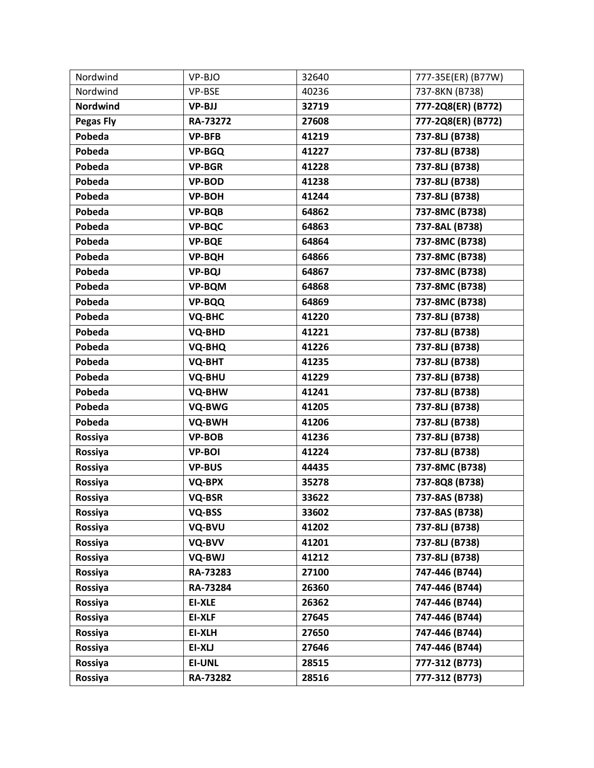| Nordwind | VP-BJO | 32640 | 777-35E(ER) (B77W) |
|---|---|---|---|
| Nordwind | VP-BSE | 40236 | 737-8KN (B738) |
| **Nordwind** | **VP-BJJ** | **32719** | **777-2Q8(ER) (B772)** |
| **Pegas Fly** | **RA-73272** | **27608** | **777-2Q8(ER) (B772)** |
| **Pobeda** | **VP-BFB** | **41219** | **737-8LJ (B738)** |
| **Pobeda** | **VP-BGQ** | **41227** | **737-8LJ (B738)** |
| **Pobeda** | **VP-BGR** | **41228** | **737-8LJ (B738)** |
| **Pobeda** | **VP-BOD** | **41238** | **737-8LJ (B738)** |
| **Pobeda** | **VP-BOH** | **41244** | **737-8LJ (B738)** |
| **Pobeda** | **VP-BQB** | **64862** | **737-8MC (B738)** |
| **Pobeda** | **VP-BQC** | **64863** | **737-8AL (B738)** |
| **Pobeda** | **VP-BQE** | **64864** | **737-8MC (B738)** |
| **Pobeda** | **VP-BQH** | **64866** | **737-8MC (B738)** |
| **Pobeda** | **VP-BQJ** | **64867** | **737-8MC (B738)** |
| **Pobeda** | **VP-BQM** | **64868** | **737-8MC (B738)** |
| **Pobeda** | **VP-BQQ** | **64869** | **737-8MC (B738)** |
| **Pobeda** | **VQ-BHC** | **41220** | **737-8LJ (B738)** |
| **Pobeda** | **VQ-BHD** | **41221** | **737-8LJ (B738)** |
| **Pobeda** | **VQ-BHQ** | **41226** | **737-8LJ (B738)** |
| **Pobeda** | **VQ-BHT** | **41235** | **737-8LJ (B738)** |
| **Pobeda** | **VQ-BHU** | **41229** | **737-8LJ (B738)** |
| **Pobeda** | **VQ-BHW** | **41241** | **737-8LJ (B738)** |
| **Pobeda** | **VQ-BWG** | **41205** | **737-8LJ (B738)** |
| **Pobeda** | **VQ-BWH** | **41206** | **737-8LJ (B738)** |
| **Rossiya** | **VP-BOB** | **41236** | **737-8LJ (B738)** |
| **Rossiya** | **VP-BOI** | **41224** | **737-8LJ (B738)** |
| **Rossiya** | **VP-BUS** | **44435** | **737-8MC (B738)** |
| **Rossiya** | **VQ-BPX** | **35278** | **737-8Q8 (B738)** |
| **Rossiya** | **VQ-BSR** | **33622** | **737-8AS (B738)** |
| **Rossiya** | **VQ-BSS** | **33602** | **737-8AS (B738)** |
| **Rossiya** | **VQ-BVU** | **41202** | **737-8LJ (B738)** |
| **Rossiya** | **VQ-BVV** | **41201** | **737-8LJ (B738)** |
| **Rossiya** | **VQ-BWJ** | **41212** | **737-8LJ (B738)** |
| **Rossiya** | **RA-73283** | **27100** | **747-446 (B744)** |
| **Rossiya** | **RA-73284** | **26360** | **747-446 (B744)** |
| **Rossiya** | **EI-XLE** | **26362** | **747-446 (B744)** |
| **Rossiya** | **EI-XLF** | **27645** | **747-446 (B744)** |
| **Rossiya** | **EI-XLH** | **27650** | **747-446 (B744)** |
| **Rossiya** | **EI-XLJ** | **27646** | **747-446 (B744)** |
| **Rossiya** | **EI-UNL** | **28515** | **777-312 (B773)** |
| **Rossiya** | **RA-73282** | **28516** | **777-312 (B773)** |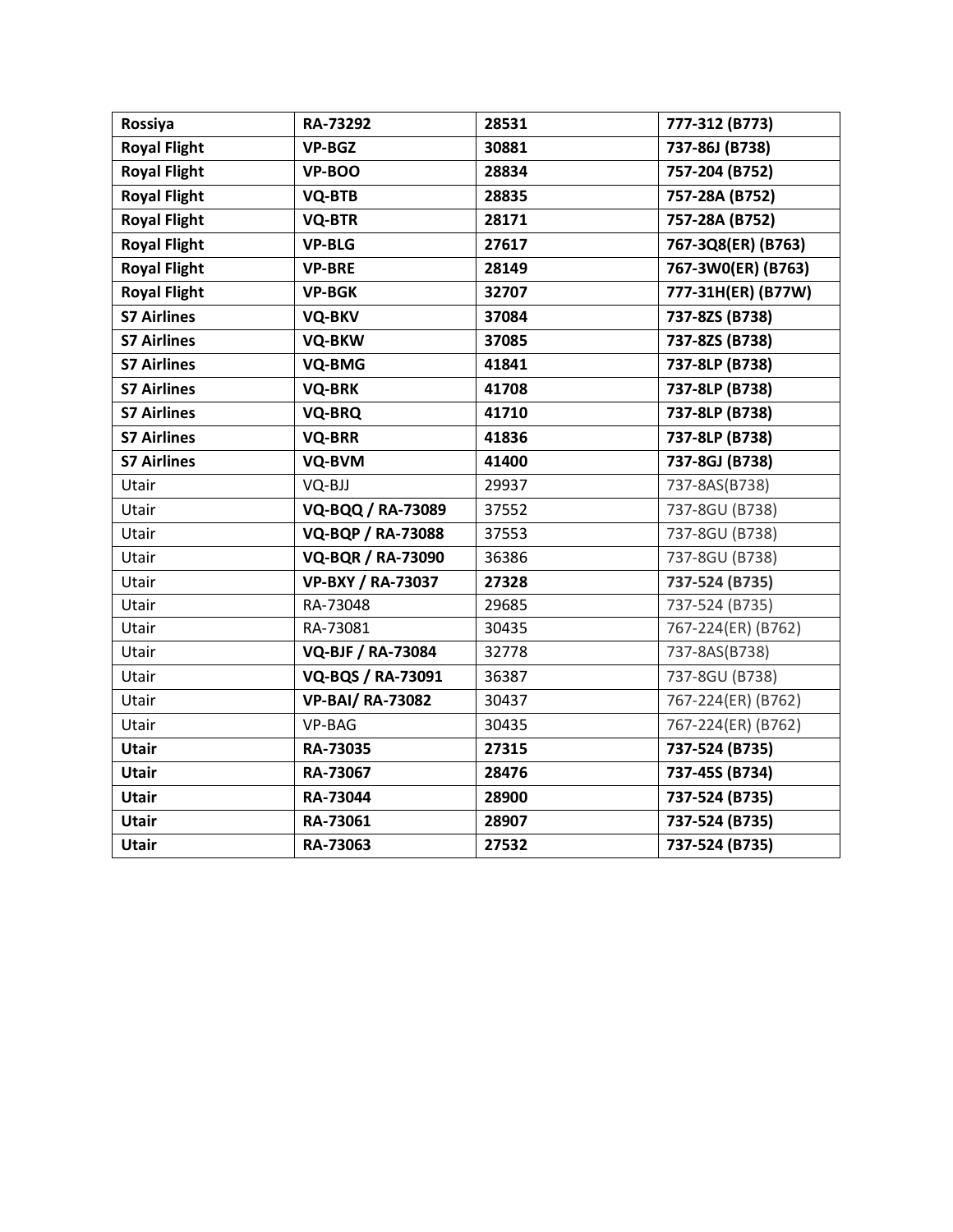| | | | |
|---|---|---|---|
| **Rossiya** | **RA-73292** | **28531** | **777-312 (B773)** |
| **Royal Flight** | **VP-BGZ** | **30881** | **737-86J (B738)** |
| **Royal Flight** | **VP-BOO** | **28834** | **757-204 (B752)** |
| **Royal Flight** | **VQ-BTB** | **28835** | **757-28A (B752)** |
| **Royal Flight** | **VQ-BTR** | **28171** | **757-28A (B752)** |
| **Royal Flight** | **VP-BLG** | **27617** | **767-3Q8(ER) (B763)** |
| **Royal Flight** | **VP-BRE** | **28149** | **767-3W0(ER) (B763)** |
| **Royal Flight** | **VP-BGK** | **32707** | **777-31H(ER) (B77W)** |
| **S7 Airlines** | **VQ-BKV** | **37084** | **737-8ZS (B738)** |
| **S7 Airlines** | **VQ-BKW** | **37085** | **737-8ZS (B738)** |
| **S7 Airlines** | **VQ-BMG** | **41841** | **737-8LP (B738)** |
| **S7 Airlines** | **VQ-BRK** | **41708** | **737-8LP (B738)** |
| **S7 Airlines** | **VQ-BRQ** | **41710** | **737-8LP (B738)** |
| **S7 Airlines** | **VQ-BRR** | **41836** | **737-8LP (B738)** |
| **S7 Airlines** | **VQ-BVM** | **41400** | **737-8GJ (B738)** |
| Utair | VQ-BJJ | 29937 | 737-8AS(B738) |
| Utair | **VQ-BQQ / RA-73089** | 37552 | 737-8GU (B738) |
| Utair | **VQ-BQP / RA-73088** | 37553 | 737-8GU (B738) |
| Utair | **VQ-BQR / RA-73090** | 36386 | 737-8GU (B738) |
| Utair | **VP-BXY / RA-73037** | **27328** | **737-524 (B735)** |
| Utair | RA-73048 | 29685 | 737-524 (B735) |
| Utair | RA-73081 | 30435 | 767-224(ER) (B762) |
| Utair | **VQ-BJF / RA-73084** | 32778 | 737-8AS(B738) |
| Utair | **VQ-BQS / RA-73091** | 36387 | 737-8GU (B738) |
| Utair | **VP-BAI/ RA-73082** | 30437 | 767-224(ER) (B762) |
| Utair | VP-BAG | 30435 | 767-224(ER) (B762) |
| **Utair** | **RA-73035** | **27315** | **737-524 (B735)** |
| **Utair** | **RA-73067** | **28476** | **737-45S (B734)** |
| **Utair** | **RA-73044** | **28900** | **737-524 (B735)** |
| **Utair** | **RA-73061** | **28907** | **737-524 (B735)** |
| **Utair** | **RA-73063** | **27532** | **737-524 (B735)** |